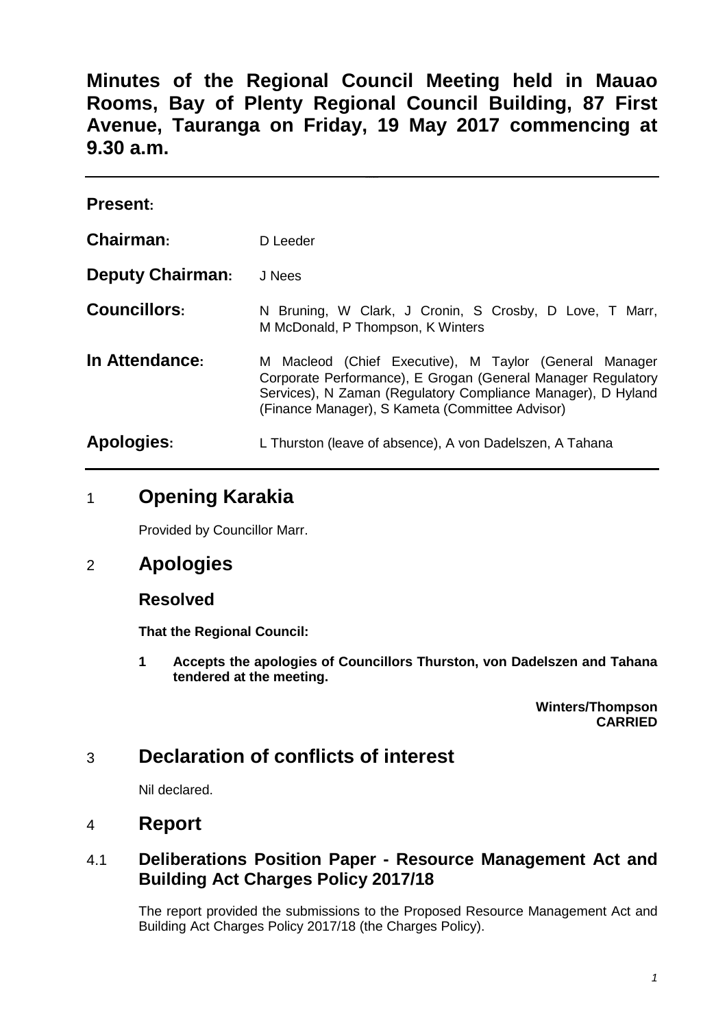# Minutes of the Regional Council Meeting held in Mauao Rooms, Bay of Plenty Regional Council Building, 87 First Avenue, Tauranga on Friday, 19 May 2017 commencing at 9.30 a.m.

---

**Present:**

| | |
|---|---|
| **Chairman:** | D Leeder |
| **Deputy Chairman:** | J Nees |
| **Councillors:** | N Bruning, W Clark, J Cronin, S Crosby, D Love, T Marr, M McDonald, P Thompson, K Winters |
| **In Attendance:** | M Macleod (Chief Executive), M Taylor (General Manager Corporate Performance), E Grogan (General Manager Regulatory Services), N Zaman (Regulatory Compliance Manager), D Hyland (Finance Manager), S Kameta (Committee Advisor) |
| **Apologies:** | L Thurston (leave of absence), A von Dadelszen, A Tahana |

---

## 1 Opening Karakia

Provided by Councillor Marr.

## 2 Apologies

### Resolved

**That the Regional Council:**

**1 Accepts the apologies of Councillors Thurston, von Dadelszen and Tahana tendered at the meeting.**

**Winters/Thompson**
**CARRIED**

## 3 Declaration of conflicts of interest

Nil declared.

## 4 Report

### 4.1 Deliberations Position Paper - Resource Management Act and Building Act Charges Policy 2017/18

The report provided the submissions to the Proposed Resource Management Act and Building Act Charges Policy 2017/18 (the Charges Policy).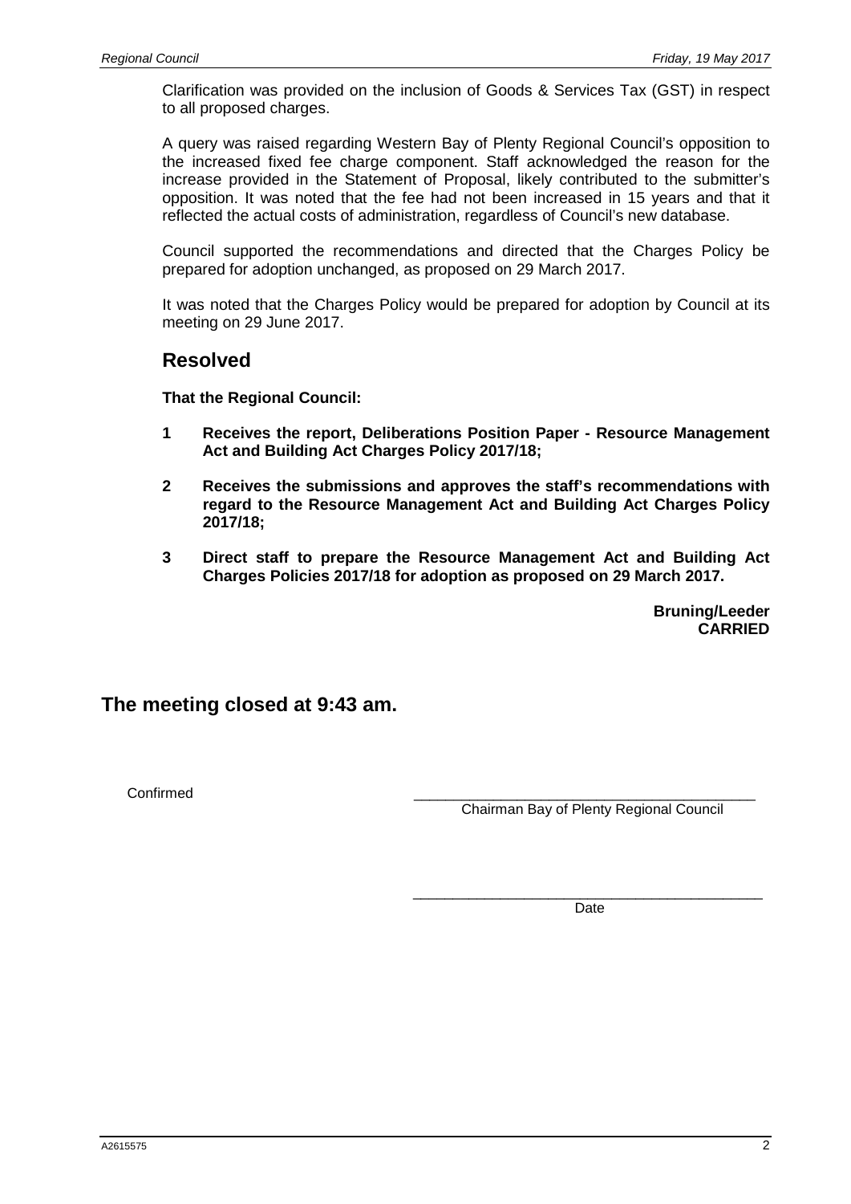Clarification was provided on the inclusion of Goods & Services Tax (GST) in respect to all proposed charges.

A query was raised regarding Western Bay of Plenty Regional Council's opposition to the increased fixed fee charge component. Staff acknowledged the reason for the increase provided in the Statement of Proposal, likely contributed to the submitter's opposition. It was noted that the fee had not been increased in 15 years and that it reflected the actual costs of administration, regardless of Council's new database.

Council supported the recommendations and directed that the Charges Policy be prepared for adoption unchanged, as proposed on 29 March 2017.

It was noted that the Charges Policy would be prepared for adoption by Council at its meeting on 29 June 2017.

## Resolved

**That the Regional Council:**

**1 Receives the report, Deliberations Position Paper - Resource Management Act and Building Act Charges Policy 2017/18;**

**2 Receives the submissions and approves the staff's recommendations with regard to the Resource Management Act and Building Act Charges Policy 2017/18;**

**3 Direct staff to prepare the Resource Management Act and Building Act Charges Policies 2017/18 for adoption as proposed on 29 March 2017.**

**Bruning/Leeder**
**CARRIED**

## The meeting closed at 9:43 am.

Confirmed

\_\_\_\_\_\_\_\_\_\_\_\_\_\_\_\_\_\_\_\_\_\_\_\_\_\_\_\_\_\_\_\_\_\_\_\_\_\_\_\_\_\_\_\_
Chairman Bay of Plenty Regional Council

\_\_\_\_\_\_\_\_\_\_\_\_\_\_\_\_\_\_\_\_\_\_\_\_\_\_\_\_\_\_\_\_\_\_\_\_\_\_\_\_\_\_\_\_
Date